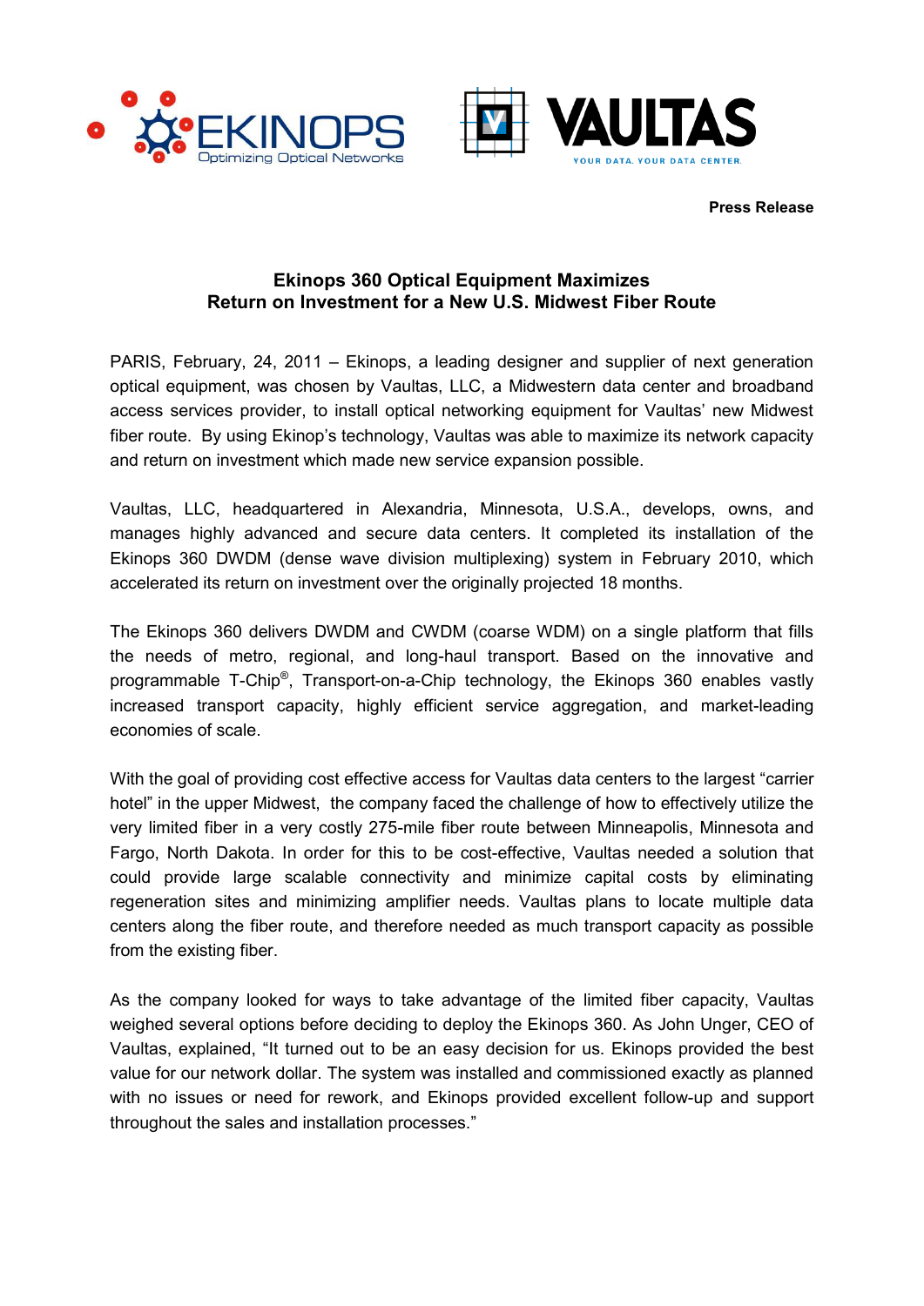**Press Release**

## Ekinops 360 Optical Equipment Maximizes Return on Investment for a New U.S. Midwest Fiber Route

PARIS, February, 24, 2011 – Ekinops, a leading designer and supplier of next generation optical equipment, was chosen by Vaultas, LLC, a Midwestern data center and broadband access services provider, to install optical networking equipment for Vaultas' new Midwest fiber route. By using Ekinop's technology, Vaultas was able to maximize its network capacity and return on investment which made new service expansion possible.

Vaultas, LLC, headquartered in Alexandria, Minnesota, U.S.A., develops, owns, and manages highly advanced and secure data centers. It completed its installation of the Ekinops 360 DWDM (dense wave division multiplexing) system in February 2010, which accelerated its return on investment over the originally projected 18 months.

The Ekinops 360 delivers DWDM and CWDM (coarse WDM) on a single platform that fills the needs of metro, regional, and long-haul transport. Based on the innovative and programmable T-Chip®, Transport-on-a-Chip technology, the Ekinops 360 enables vastly increased transport capacity, highly efficient service aggregation, and market-leading economies of scale.

With the goal of providing cost effective access for Vaultas data centers to the largest "carrier hotel" in the upper Midwest, the company faced the challenge of how to effectively utilize the very limited fiber in a very costly 275-mile fiber route between Minneapolis, Minnesota and Fargo, North Dakota. In order for this to be cost-effective, Vaultas needed a solution that could provide large scalable connectivity and minimize capital costs by eliminating regeneration sites and minimizing amplifier needs. Vaultas plans to locate multiple data centers along the fiber route, and therefore needed as much transport capacity as possible from the existing fiber.

As the company looked for ways to take advantage of the limited fiber capacity, Vaultas weighed several options before deciding to deploy the Ekinops 360. As John Unger, CEO of Vaultas, explained, "It turned out to be an easy decision for us. Ekinops provided the best value for our network dollar. The system was installed and commissioned exactly as planned with no issues or need for rework, and Ekinops provided excellent follow-up and support throughout the sales and installation processes."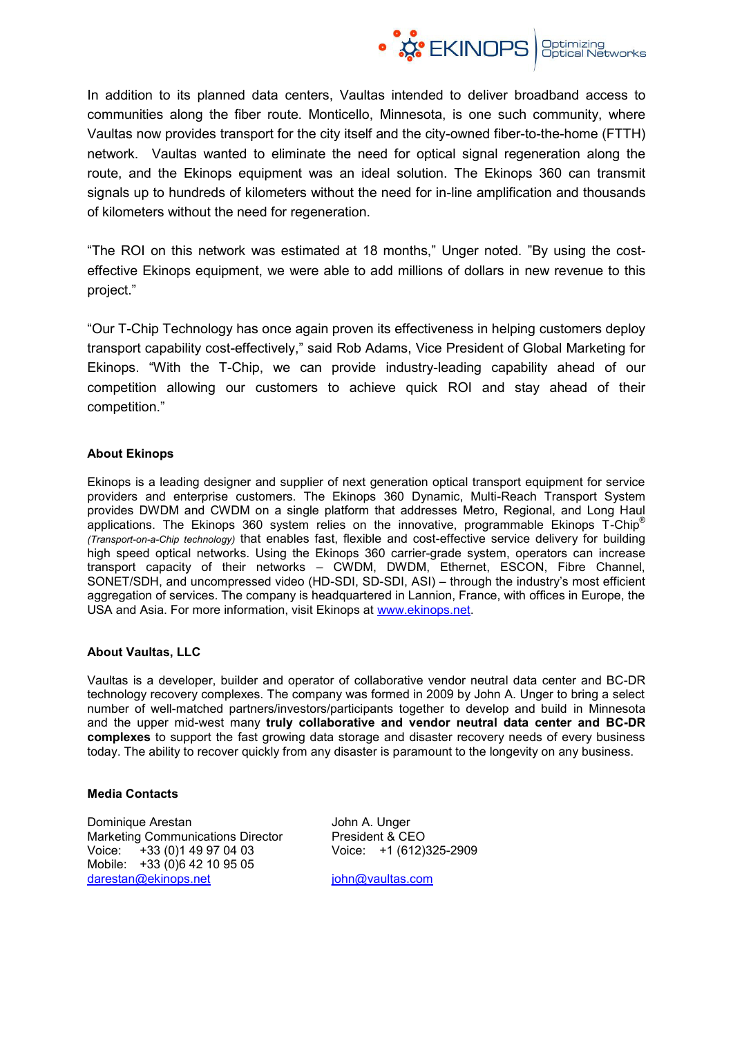In addition to its planned data centers, Vaultas intended to deliver broadband access to communities along the fiber route. Monticello, Minnesota, is one such community, where Vaultas now provides transport for the city itself and the city-owned fiber-to-the-home (FTTH) network. Vaultas wanted to eliminate the need for optical signal regeneration along the route, and the Ekinops equipment was an ideal solution. The Ekinops 360 can transmit signals up to hundreds of kilometers without the need for in-line amplification and thousands of kilometers without the need for regeneration.

"The ROI on this network was estimated at 18 months," Unger noted. "By using the cost-effective Ekinops equipment, we were able to add millions of dollars in new revenue to this project."

"Our T-Chip Technology has once again proven its effectiveness in helping customers deploy transport capability cost-effectively," said Rob Adams, Vice President of Global Marketing for Ekinops. "With the T-Chip, we can provide industry-leading capability ahead of our competition allowing our customers to achieve quick ROI and stay ahead of their competition."

**About Ekinops**

Ekinops is a leading designer and supplier of next generation optical transport equipment for service providers and enterprise customers. The Ekinops 360 Dynamic, Multi-Reach Transport System provides DWDM and CWDM on a single platform that addresses Metro, Regional, and Long Haul applications. The Ekinops 360 system relies on the innovative, programmable Ekinops T-Chip® *(Transport-on-a-Chip technology)* that enables fast, flexible and cost-effective service delivery for building high speed optical networks. Using the Ekinops 360 carrier-grade system, operators can increase transport capacity of their networks – CWDM, DWDM, Ethernet, ESCON, Fibre Channel, SONET/SDH, and uncompressed video (HD-SDI, SD-SDI, ASI) – through the industry's most efficient aggregation of services. The company is headquartered in Lannion, France, with offices in Europe, the USA and Asia. For more information, visit Ekinops at www.ekinops.net.

**About Vaultas, LLC**

Vaultas is a developer, builder and operator of collaborative vendor neutral data center and BC-DR technology recovery complexes. The company was formed in 2009 by John A. Unger to bring a select number of well-matched partners/investors/participants together to develop and build in Minnesota and the upper mid-west many **truly collaborative and vendor neutral data center and BC-DR complexes** to support the fast growing data storage and disaster recovery needs of every business today. The ability to recover quickly from any disaster is paramount to the longevity on any business.

**Media Contacts**

Dominique Arestan
Marketing Communications Director
Voice: +33 (0)1 49 97 04 03
Mobile: +33 (0)6 42 10 95 05
darestan@ekinops.net

John A. Unger
President & CEO
Voice: +1 (612)325-2909
john@vaultas.com